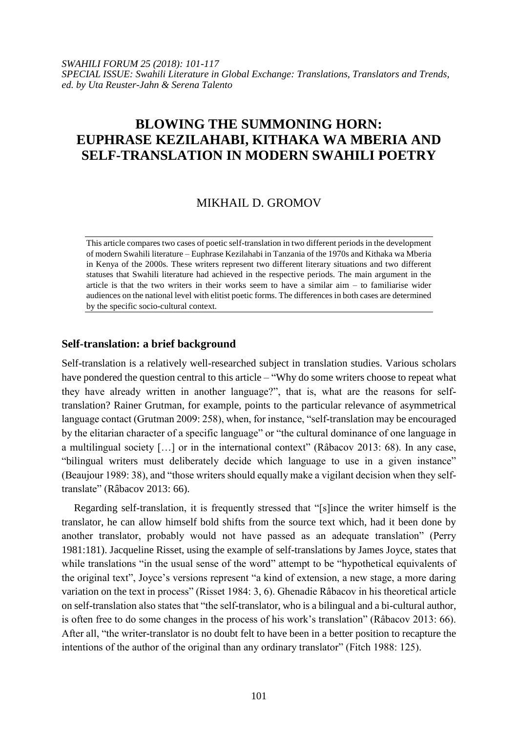*SWAHILI FORUM 25 (2018): 101-117*
*SPECIAL ISSUE: Swahili Literature in Global Exchange: Translations, Translators and Trends, ed. by Uta Reuster-Jahn & Serena Talento*

# BLOWING THE SUMMONING HORN: EUPHRASE KEZILAHABI, KITHAKA WA MBERIA AND SELF-TRANSLATION IN MODERN SWAHILI POETRY

MIKHAIL D. GROMOV

This article compares two cases of poetic self-translation in two different periods in the development of modern Swahili literature – Euphrase Kezilahabi in Tanzania of the 1970s and Kithaka wa Mberia in Kenya of the 2000s. These writers represent two different literary situations and two different statuses that Swahili literature had achieved in the respective periods. The main argument in the article is that the two writers in their works seem to have a similar aim – to familiarise wider audiences on the national level with elitist poetic forms. The differences in both cases are determined by the specific socio-cultural context.

## Self-translation: a brief background

Self-translation is a relatively well-researched subject in translation studies. Various scholars have pondered the question central to this article – "Why do some writers choose to repeat what they have already written in another language?", that is, what are the reasons for self-translation? Rainer Grutman, for example, points to the particular relevance of asymmetrical language contact (Grutman 2009: 258), when, for instance, "self-translation may be encouraged by the elitarian character of a specific language" or "the cultural dominance of one language in a multilingual society […] or in the international context" (Râbacov 2013: 68). In any case, "bilingual writers must deliberately decide which language to use in a given instance" (Beaujour 1989: 38), and "those writers should equally make a vigilant decision when they self-translate" (Râbacov 2013: 66).

Regarding self-translation, it is frequently stressed that "[s]ince the writer himself is the translator, he can allow himself bold shifts from the source text which, had it been done by another translator, probably would not have passed as an adequate translation" (Perry 1981:181). Jacqueline Risset, using the example of self-translations by James Joyce, states that while translations "in the usual sense of the word" attempt to be "hypothetical equivalents of the original text", Joyce's versions represent "a kind of extension, a new stage, a more daring variation on the text in process" (Risset 1984: 3, 6). Ghenadie Râbacov in his theoretical article on self-translation also states that "the self-translator, who is a bilingual and a bi-cultural author, is often free to do some changes in the process of his work's translation" (Râbacov 2013: 66). After all, "the writer-translator is no doubt felt to have been in a better position to recapture the intentions of the author of the original than any ordinary translator" (Fitch 1988: 125).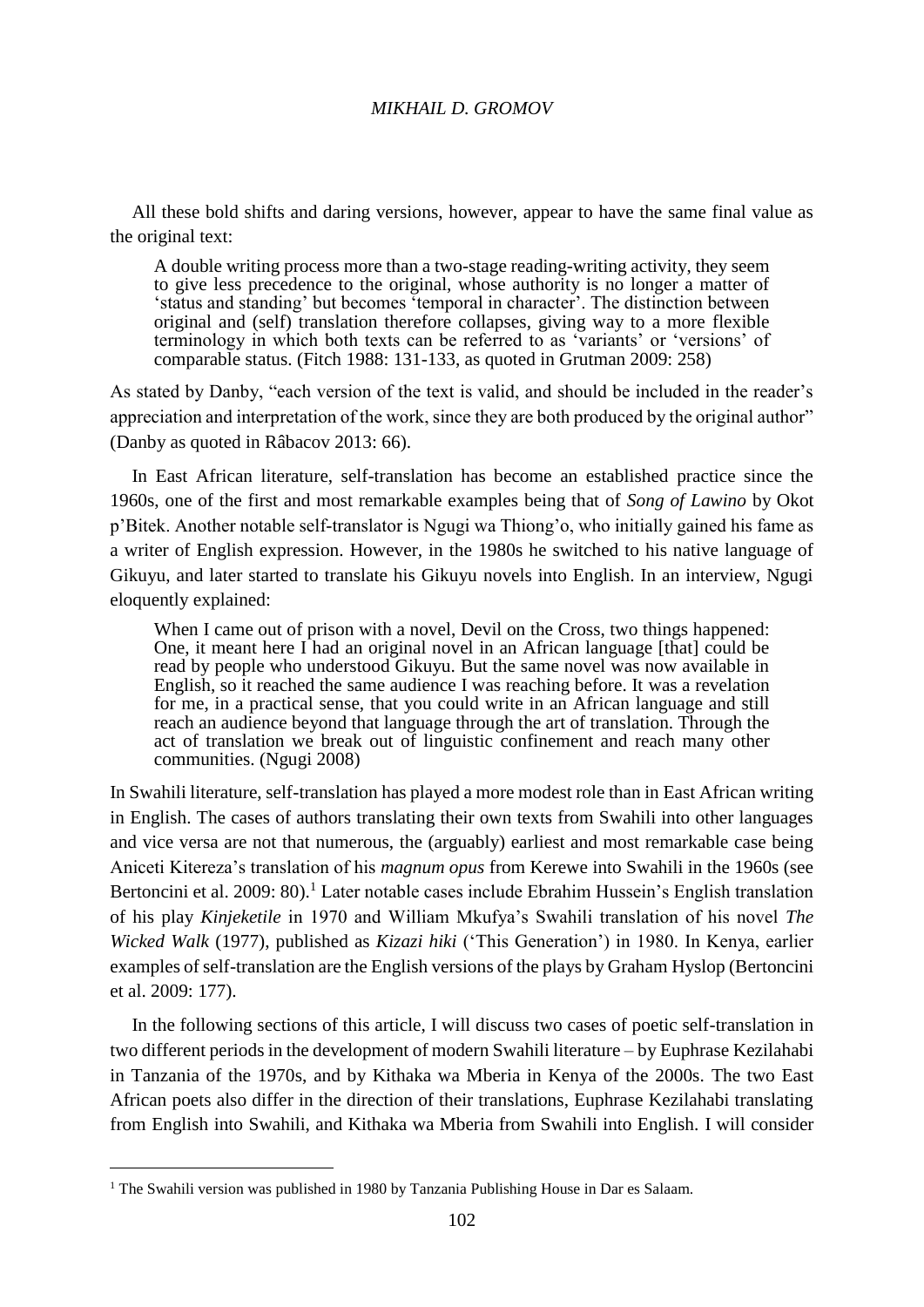All these bold shifts and daring versions, however, appear to have the same final value as the original text:

> A double writing process more than a two-stage reading-writing activity, they seem to give less precedence to the original, whose authority is no longer a matter of 'status and standing' but becomes 'temporal in character'. The distinction between original and (self) translation therefore collapses, giving way to a more flexible terminology in which both texts can be referred to as 'variants' or 'versions' of comparable status. (Fitch 1988: 131-133, as quoted in Grutman 2009: 258)

As stated by Danby, "each version of the text is valid, and should be included in the reader's appreciation and interpretation of the work, since they are both produced by the original author" (Danby as quoted in Râbacov 2013: 66).

In East African literature, self-translation has become an established practice since the 1960s, one of the first and most remarkable examples being that of *Song of Lawino* by Okot p'Bitek. Another notable self-translator is Ngugi wa Thiong'o, who initially gained his fame as a writer of English expression. However, in the 1980s he switched to his native language of Gikuyu, and later started to translate his Gikuyu novels into English. In an interview, Ngugi eloquently explained:

> When I came out of prison with a novel, Devil on the Cross, two things happened: One, it meant here I had an original novel in an African language [that] could be read by people who understood Gikuyu. But the same novel was now available in English, so it reached the same audience I was reaching before. It was a revelation for me, in a practical sense, that you could write in an African language and still reach an audience beyond that language through the art of translation. Through the act of translation we break out of linguistic confinement and reach many other communities. (Ngugi 2008)

In Swahili literature, self-translation has played a more modest role than in East African writing in English. The cases of authors translating their own texts from Swahili into other languages and vice versa are not that numerous, the (arguably) earliest and most remarkable case being Aniceti Kitereza's translation of his *magnum opus* from Kerewe into Swahili in the 1960s (see Bertoncini et al. 2009: 80).[1] Later notable cases include Ebrahim Hussein's English translation of his play *Kinjeketile* in 1970 and William Mkufya's Swahili translation of his novel *The Wicked Walk* (1977), published as *Kizazi hiki* ('This Generation') in 1980. In Kenya, earlier examples of self-translation are the English versions of the plays by Graham Hyslop (Bertoncini et al. 2009: 177).

In the following sections of this article, I will discuss two cases of poetic self-translation in two different periods in the development of modern Swahili literature – by Euphrase Kezilahabi in Tanzania of the 1970s, and by Kithaka wa Mberia in Kenya of the 2000s. The two East African poets also differ in the direction of their translations, Euphrase Kezilahabi translating from English into Swahili, and Kithaka wa Mberia from Swahili into English. I will consider

---

[1] The Swahili version was published in 1980 by Tanzania Publishing House in Dar es Salaam.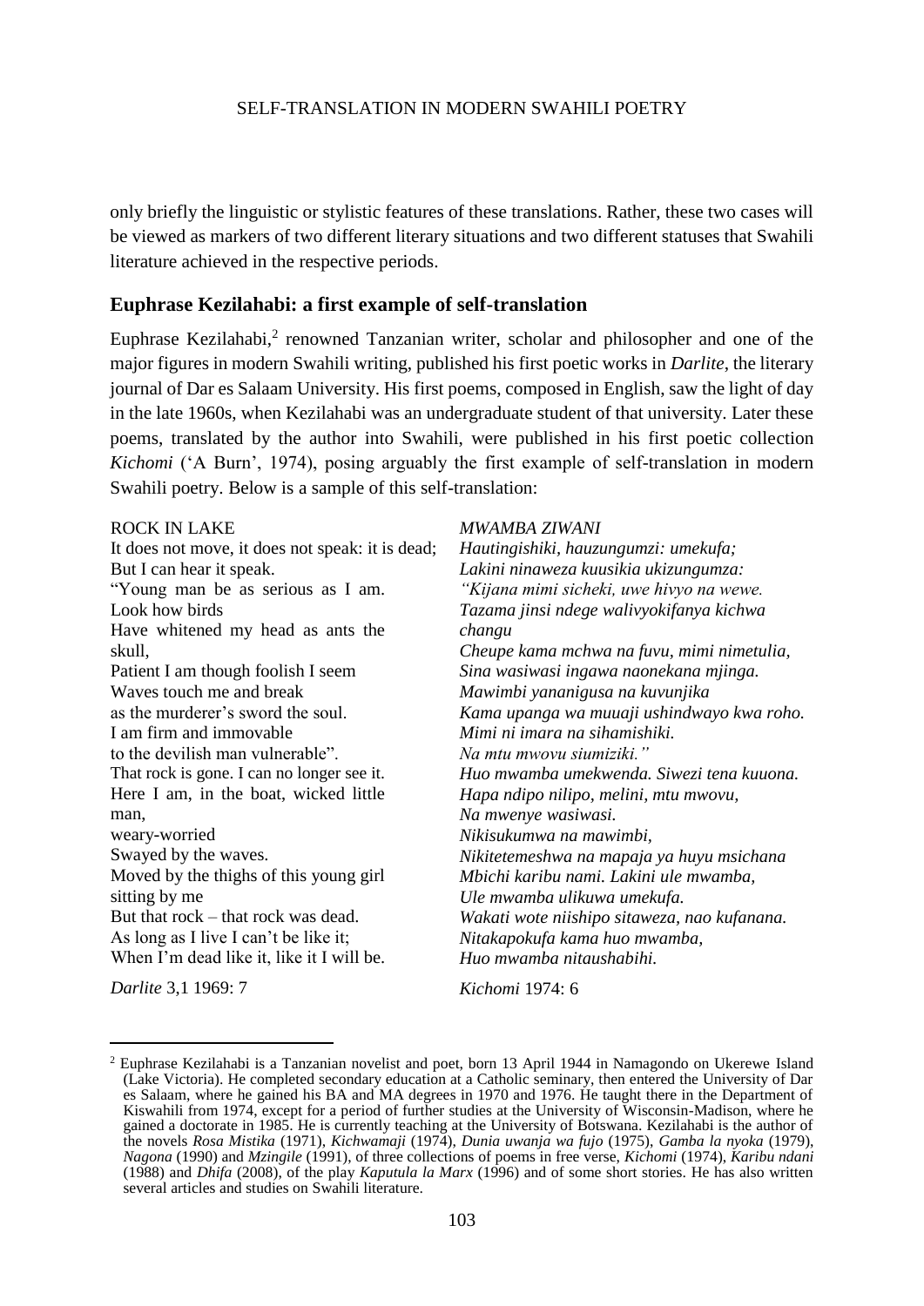only briefly the linguistic or stylistic features of these translations. Rather, these two cases will be viewed as markers of two different literary situations and two different statuses that Swahili literature achieved in the respective periods.

## Euphrase Kezilahabi: a first example of self-translation

Euphrase Kezilahabi,[2] renowned Tanzanian writer, scholar and philosopher and one of the major figures in modern Swahili writing, published his first poetic works in *Darlite*, the literary journal of Dar es Salaam University. His first poems, composed in English, saw the light of day in the late 1960s, when Kezilahabi was an undergraduate student of that university. Later these poems, translated by the author into Swahili, were published in his first poetic collection *Kichomi* ('A Burn', 1974), posing arguably the first example of self-translation in modern Swahili poetry. Below is a sample of this self-translation:

ROCK IN LAKE
It does not move, it does not speak: it is dead;
But I can hear it speak.
"Young man be as serious as I am.
Look how birds
Have whitened my head as ants the skull,
Patient I am though foolish I seem
Waves touch me and break
as the murderer's sword the soul.
I am firm and immovable
to the devilish man vulnerable".
That rock is gone. I can no longer see it.
Here I am, in the boat, wicked little man,
weary-worried
Swayed by the waves.
Moved by the thighs of this young girl sitting by me
But that rock – that rock was dead.
As long as I live I can't be like it;
When I'm dead like it, like it I will be.

*Darlite* 3,1 1969: 7

*MWAMBA ZIWANI*
*Hautingishiki, hauzungumzi: umekufa;*
*Lakini ninaweza kuusikia ukizungumza:*
*"Kijana mimi sicheki, uwe hivyo na wewe.*
*Tazama jinsi ndege walivyokifanya kichwa changu*
*Cheupe kama mchwa na fuvu, mimi nimetulia,*
*Sina wasiwasi ingawa naonekana mjinga.*
*Mawimbi yananigusa na kuvunjika*
*Kama upanga wa muuaji ushindwayo kwa roho.*
*Mimi ni imara na sihamishiki.*
*Na mtu mwovu siumiziki."*
*Huo mwamba umekwenda. Siwezi tena kuuona.*
*Hapa ndipo nilipo, melini, mtu mwovu,*
*Na mwenye wasiwasi.*
*Nikisukumwa na mawimbi,*
*Nikitetemeshwa na mapaja ya huyu msichana*
*Mbichi karibu nami. Lakini ule mwamba,*
*Ule mwamba ulikuwa umekufa.*
*Wakati wote niishipo sitaweza, nao kufanana.*
*Nitakapokufa kama huo mwamba,*
*Huo mwamba nitaushabihi.*

*Kichomi* 1974: 6

---

[2] Euphrase Kezilahabi is a Tanzanian novelist and poet, born 13 April 1944 in Namagondo on Ukerewe Island (Lake Victoria). He completed secondary education at a Catholic seminary, then entered the University of Dar es Salaam, where he gained his BA and MA degrees in 1970 and 1976. He taught there in the Department of Kiswahili from 1974, except for a period of further studies at the University of Wisconsin-Madison, where he gained a doctorate in 1985. He is currently teaching at the University of Botswana. Kezilahabi is the author of the novels *Rosa Mistika* (1971), *Kichwamaji* (1974), *Dunia uwanja wa fujo* (1975), *Gamba la nyoka* (1979), *Nagona* (1990) and *Mzingile* (1991), of three collections of poems in free verse, *Kichomi* (1974), *Karibu ndani* (1988) and *Dhifa* (2008), of the play *Kaputula la Marx* (1996) and of some short stories. He has also written several articles and studies on Swahili literature.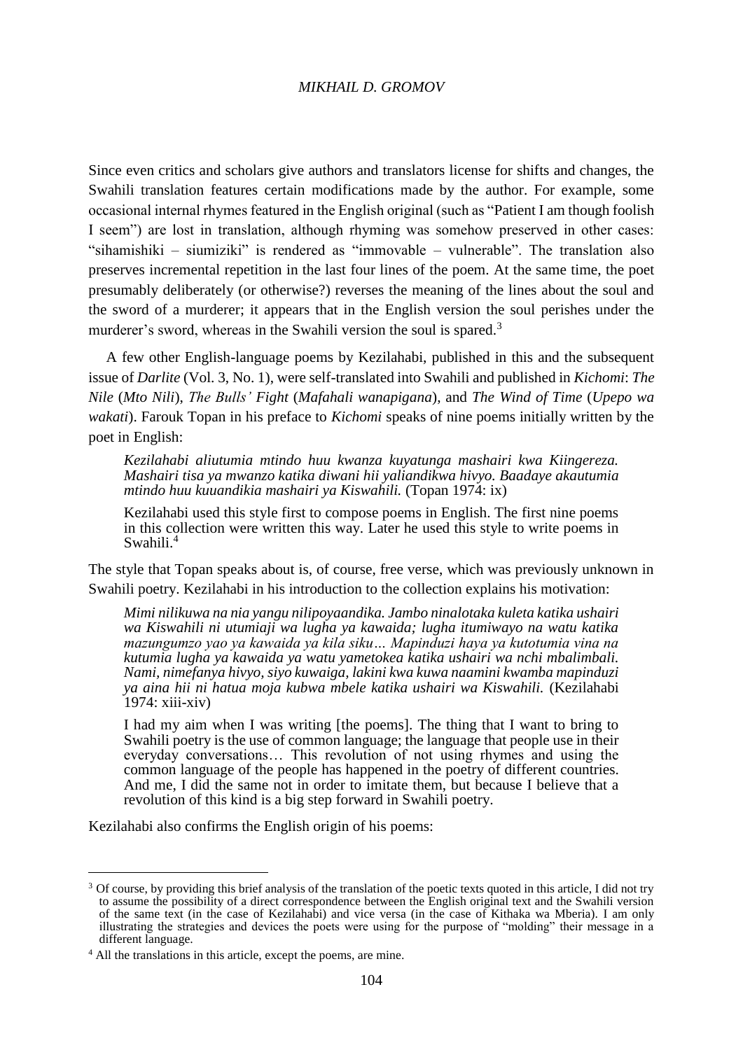Since even critics and scholars give authors and translators license for shifts and changes, the Swahili translation features certain modifications made by the author. For example, some occasional internal rhymes featured in the English original (such as "Patient I am though foolish I seem") are lost in translation, although rhyming was somehow preserved in other cases: "sihamishiki – siumiziki" is rendered as "immovable – vulnerable". The translation also preserves incremental repetition in the last four lines of the poem. At the same time, the poet presumably deliberately (or otherwise?) reverses the meaning of the lines about the soul and the sword of a murderer; it appears that in the English version the soul perishes under the murderer's sword, whereas in the Swahili version the soul is spared.[3]

A few other English-language poems by Kezilahabi, published in this and the subsequent issue of *Darlite* (Vol. 3, No. 1), were self-translated into Swahili and published in *Kichomi*: *The Nile* (*Mto Nili*), *The Bulls' Fight* (*Mafahali wanapigana*), and *The Wind of Time* (*Upepo wa wakati*). Farouk Topan in his preface to *Kichomi* speaks of nine poems initially written by the poet in English:

> *Kezilahabi aliutumia mtindo huu kwanza kuyatunga mashairi kwa Kiingereza. Mashairi tisa ya mwanzo katika diwani hii yaliandikwa hivyo. Baadaye akautumia mtindo huu kuuandikia mashairi ya Kiswahili.* (Topan 1974: ix)
>
> Kezilahabi used this style first to compose poems in English. The first nine poems in this collection were written this way. Later he used this style to write poems in Swahili.[4]

The style that Topan speaks about is, of course, free verse, which was previously unknown in Swahili poetry. Kezilahabi in his introduction to the collection explains his motivation:

> *Mimi nilikuwa na nia yangu nilipoyaandika. Jambo ninalotaka kuleta katika ushairi wa Kiswahili ni utumiaji wa lugha ya kawaida; lugha itumiwayo na watu katika mazungumzo yao ya kawaida ya kila siku… Mapinduzi haya ya kutotumia vina na kutumia lugha ya kawaida ya watu yametokea katika ushairi wa nchi mbalimbali. Nami, nimefanya hivyo, siyo kuwaiga, lakini kwa kuwa naamini kwamba mapinduzi ya aina hii ni hatua moja kubwa mbele katika ushairi wa Kiswahili.* (Kezilahabi 1974: xiii-xiv)
>
> I had my aim when I was writing [the poems]. The thing that I want to bring to Swahili poetry is the use of common language; the language that people use in their everyday conversations… This revolution of not using rhymes and using the common language of the people has happened in the poetry of different countries. And me, I did the same not in order to imitate them, but because I believe that a revolution of this kind is a big step forward in Swahili poetry.

Kezilahabi also confirms the English origin of his poems:

---

[3] Of course, by providing this brief analysis of the translation of the poetic texts quoted in this article, I did not try to assume the possibility of a direct correspondence between the English original text and the Swahili version of the same text (in the case of Kezilahabi) and vice versa (in the case of Kithaka wa Mberia). I am only illustrating the strategies and devices the poets were using for the purpose of "molding" their message in a different language.

[4] All the translations in this article, except the poems, are mine.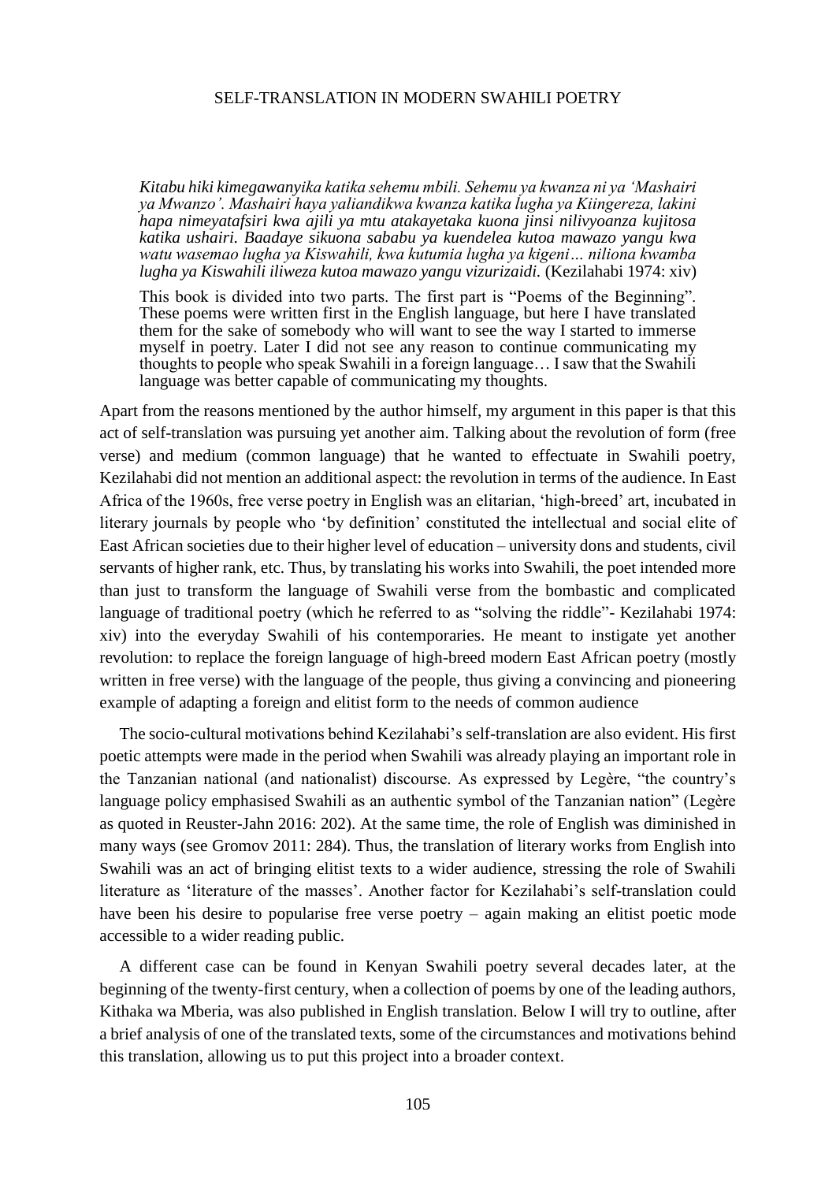> *Kitabu hiki kimegawanyika katika sehemu mbili. Sehemu ya kwanza ni ya 'Mashairi ya Mwanzo'. Mashairi haya yaliandikwa kwanza katika lugha ya Kiingereza, lakini hapa nimeyatafsiri kwa ajili ya mtu atakayetaka kuona jinsi nilivyoanza kujitosa katika ushairi. Baadaye sikuona sababu ya kuendelea kutoa mawazo yangu kwa watu wasemao lugha ya Kiswahili, kwa kutumia lugha ya kigeni… niliona kwamba lugha ya Kiswahili iliweza kutoa mawazo yangu vizurizaidi.* (Kezilahabi 1974: xiv)
>
> This book is divided into two parts. The first part is "Poems of the Beginning". These poems were written first in the English language, but here I have translated them for the sake of somebody who will want to see the way I started to immerse myself in poetry. Later I did not see any reason to continue communicating my thoughts to people who speak Swahili in a foreign language… I saw that the Swahili language was better capable of communicating my thoughts.

Apart from the reasons mentioned by the author himself, my argument in this paper is that this act of self-translation was pursuing yet another aim. Talking about the revolution of form (free verse) and medium (common language) that he wanted to effectuate in Swahili poetry, Kezilahabi did not mention an additional aspect: the revolution in terms of the audience. In East Africa of the 1960s, free verse poetry in English was an elitarian, 'high-breed' art, incubated in literary journals by people who 'by definition' constituted the intellectual and social elite of East African societies due to their higher level of education – university dons and students, civil servants of higher rank, etc. Thus, by translating his works into Swahili, the poet intended more than just to transform the language of Swahili verse from the bombastic and complicated language of traditional poetry (which he referred to as "solving the riddle"- Kezilahabi 1974: xiv) into the everyday Swahili of his contemporaries. He meant to instigate yet another revolution: to replace the foreign language of high-breed modern East African poetry (mostly written in free verse) with the language of the people, thus giving a convincing and pioneering example of adapting a foreign and elitist form to the needs of common audience

The socio-cultural motivations behind Kezilahabi's self-translation are also evident. His first poetic attempts were made in the period when Swahili was already playing an important role in the Tanzanian national (and nationalist) discourse. As expressed by Legère, "the country's language policy emphasised Swahili as an authentic symbol of the Tanzanian nation" (Legère as quoted in Reuster-Jahn 2016: 202). At the same time, the role of English was diminished in many ways (see Gromov 2011: 284). Thus, the translation of literary works from English into Swahili was an act of bringing elitist texts to a wider audience, stressing the role of Swahili literature as 'literature of the masses'. Another factor for Kezilahabi's self-translation could have been his desire to popularise free verse poetry – again making an elitist poetic mode accessible to a wider reading public.

A different case can be found in Kenyan Swahili poetry several decades later, at the beginning of the twenty-first century, when a collection of poems by one of the leading authors, Kithaka wa Mberia, was also published in English translation. Below I will try to outline, after a brief analysis of one of the translated texts, some of the circumstances and motivations behind this translation, allowing us to put this project into a broader context.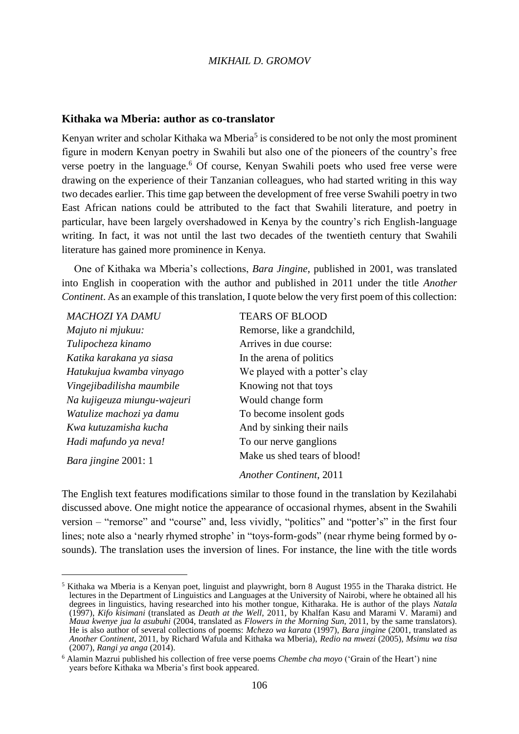## Kithaka wa Mberia: author as co-translator

Kenyan writer and scholar Kithaka wa Mberia[5] is considered to be not only the most prominent figure in modern Kenyan poetry in Swahili but also one of the pioneers of the country's free verse poetry in the language.[6] Of course, Kenyan Swahili poets who used free verse were drawing on the experience of their Tanzanian colleagues, who had started writing in this way two decades earlier. This time gap between the development of free verse Swahili poetry in two East African nations could be attributed to the fact that Swahili literature, and poetry in particular, have been largely overshadowed in Kenya by the country's rich English-language writing. In fact, it was not until the last two decades of the twentieth century that Swahili literature has gained more prominence in Kenya.

One of Kithaka wa Mberia's collections, *Bara Jingine*, published in 2001, was translated into English in cooperation with the author and published in 2011 under the title *Another Continent*. As an example of this translation, I quote below the very first poem of this collection:

| | |
|---|---|
| *MACHOZI YA DAMU* | TEARS OF BLOOD |
| *Majuto ni mjukuu:* | Remorse, like a grandchild, |
| *Tulipocheza kinamo* | Arrives in due course: |
| *Katika karakana ya siasa* | In the arena of politics |
| *Hatukujua kwamba vinyago* | We played with a potter's clay |
| *Vingejibadilisha maumbile* | Knowing not that toys |
| *Na kujigeuza miungu-wajeuri* | Would change form |
| *Watulize machozi ya damu* | To become insolent gods |
| *Kwa kutuzamisha kucha* | And by sinking their nails |
| *Hadi mafundo ya neva!* | To our nerve ganglions |
| *Bara jingine* 2001: 1 | Make us shed tears of blood! |
| | *Another Continent*, 2011 |

The English text features modifications similar to those found in the translation by Kezilahabi discussed above. One might notice the appearance of occasional rhymes, absent in the Swahili version – "remorse" and "course" and, less vividly, "politics" and "potter's" in the first four lines; note also a 'nearly rhymed strophe' in "toys-form-gods" (near rhyme being formed by o-sounds). The translation uses the inversion of lines. For instance, the line with the title words

---

[5] Kithaka wa Mberia is a Kenyan poet, linguist and playwright, born 8 August 1955 in the Tharaka district. He lectures in the Department of Linguistics and Languages at the University of Nairobi, where he obtained all his degrees in linguistics, having researched into his mother tongue, Kitharaka. He is author of the plays *Natala* (1997), *Kifo kisimani* (translated as *Death at the Well*, 2011, by Khalfan Kasu and Marami V. Marami) and *Maua kwenye jua la asubuhi* (2004, translated as *Flowers in the Morning Sun*, 2011, by the same translators). He is also author of several collections of poems: *Mchezo wa karata* (1997), *Bara jingine* (2001, translated as *Another Continent*, 2011, by Richard Wafula and Kithaka wa Mberia), *Redio na mwezi* (2005), *Msimu wa tisa* (2007), *Rangi ya anga* (2014).

[6] Alamin Mazrui published his collection of free verse poems *Chembe cha moyo* ('Grain of the Heart') nine years before Kithaka wa Mberia's first book appeared.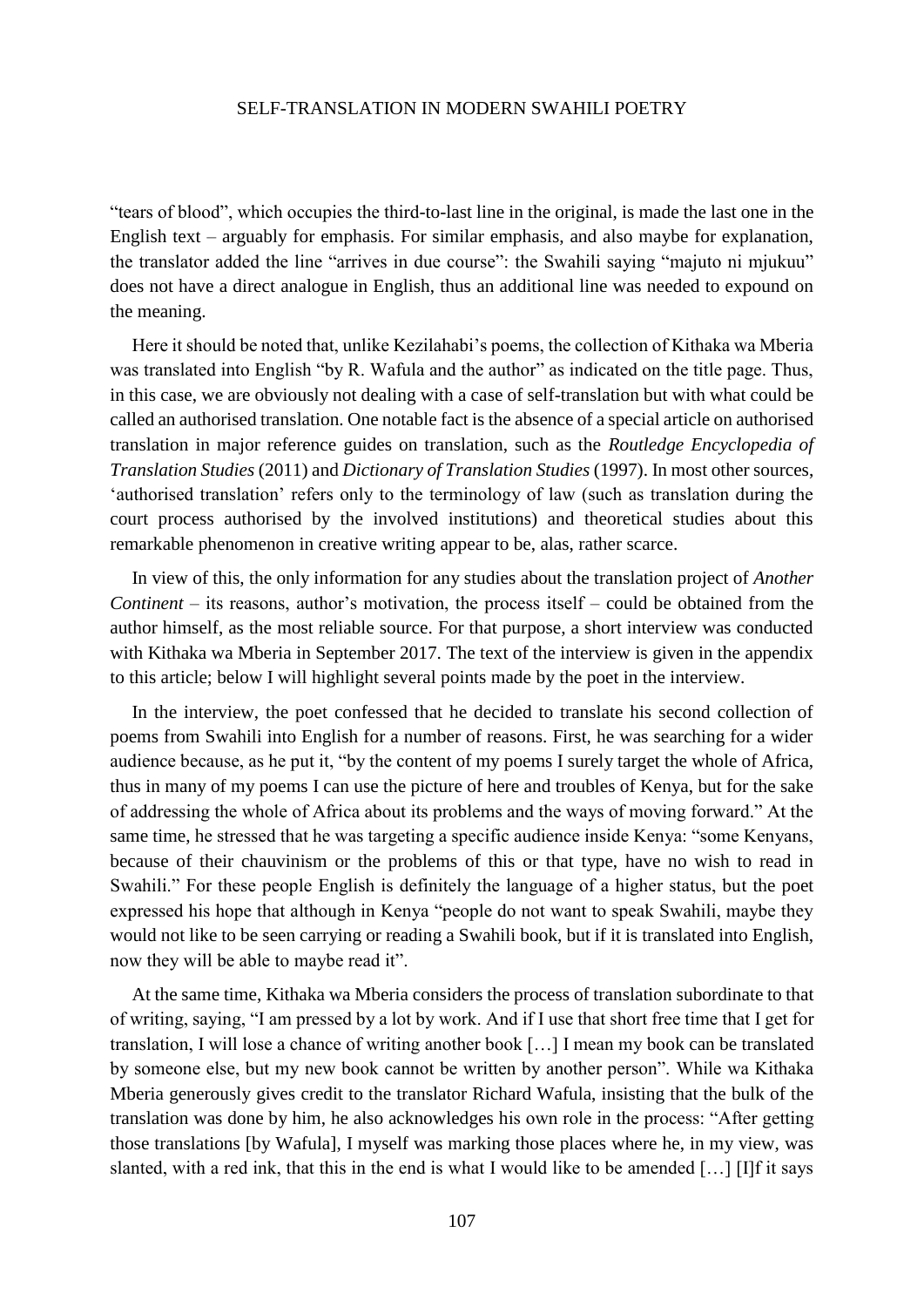"tears of blood", which occupies the third-to-last line in the original, is made the last one in the English text – arguably for emphasis. For similar emphasis, and also maybe for explanation, the translator added the line "arrives in due course": the Swahili saying "majuto ni mjukuu" does not have a direct analogue in English, thus an additional line was needed to expound on the meaning.

Here it should be noted that, unlike Kezilahabi's poems, the collection of Kithaka wa Mberia was translated into English "by R. Wafula and the author" as indicated on the title page. Thus, in this case, we are obviously not dealing with a case of self-translation but with what could be called an authorised translation. One notable fact is the absence of a special article on authorised translation in major reference guides on translation, such as the *Routledge Encyclopedia of Translation Studies* (2011) and *Dictionary of Translation Studies* (1997). In most other sources, 'authorised translation' refers only to the terminology of law (such as translation during the court process authorised by the involved institutions) and theoretical studies about this remarkable phenomenon in creative writing appear to be, alas, rather scarce.

In view of this, the only information for any studies about the translation project of *Another Continent* – its reasons, author's motivation, the process itself – could be obtained from the author himself, as the most reliable source. For that purpose, a short interview was conducted with Kithaka wa Mberia in September 2017. The text of the interview is given in the appendix to this article; below I will highlight several points made by the poet in the interview.

In the interview, the poet confessed that he decided to translate his second collection of poems from Swahili into English for a number of reasons. First, he was searching for a wider audience because, as he put it, "by the content of my poems I surely target the whole of Africa, thus in many of my poems I can use the picture of here and troubles of Kenya, but for the sake of addressing the whole of Africa about its problems and the ways of moving forward." At the same time, he stressed that he was targeting a specific audience inside Kenya: "some Kenyans, because of their chauvinism or the problems of this or that type, have no wish to read in Swahili." For these people English is definitely the language of a higher status, but the poet expressed his hope that although in Kenya "people do not want to speak Swahili, maybe they would not like to be seen carrying or reading a Swahili book, but if it is translated into English, now they will be able to maybe read it".

At the same time, Kithaka wa Mberia considers the process of translation subordinate to that of writing, saying, "I am pressed by a lot by work. And if I use that short free time that I get for translation, I will lose a chance of writing another book […] I mean my book can be translated by someone else, but my new book cannot be written by another person". While wa Kithaka Mberia generously gives credit to the translator Richard Wafula, insisting that the bulk of the translation was done by him, he also acknowledges his own role in the process: "After getting those translations [by Wafula], I myself was marking those places where he, in my view, was slanted, with a red ink, that this in the end is what I would like to be amended […] [I]f it says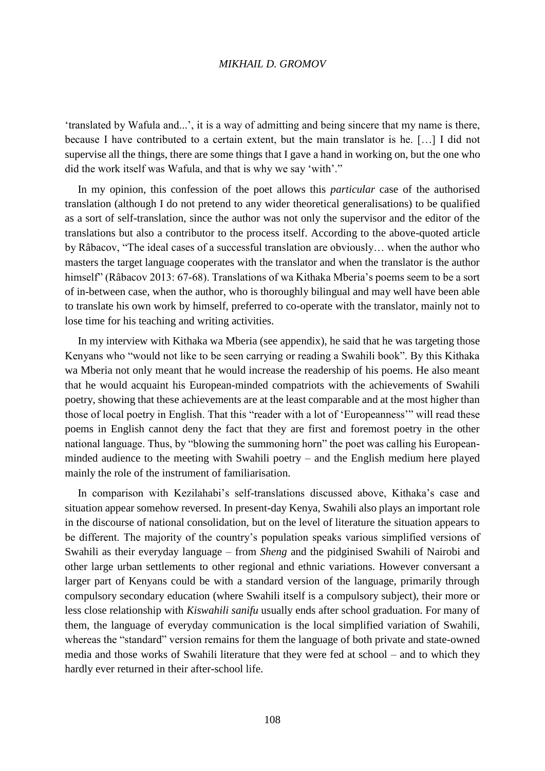'translated by Wafula and...', it is a way of admitting and being sincere that my name is there, because I have contributed to a certain extent, but the main translator is he. […] I did not supervise all the things, there are some things that I gave a hand in working on, but the one who did the work itself was Wafula, and that is why we say 'with'."

In my opinion, this confession of the poet allows this *particular* case of the authorised translation (although I do not pretend to any wider theoretical generalisations) to be qualified as a sort of self-translation, since the author was not only the supervisor and the editor of the translations but also a contributor to the process itself. According to the above-quoted article by Râbacov, "The ideal cases of a successful translation are obviously… when the author who masters the target language cooperates with the translator and when the translator is the author himself" (Râbacov 2013: 67-68). Translations of wa Kithaka Mberia's poems seem to be a sort of in-between case, when the author, who is thoroughly bilingual and may well have been able to translate his own work by himself, preferred to co-operate with the translator, mainly not to lose time for his teaching and writing activities.

In my interview with Kithaka wa Mberia (see appendix), he said that he was targeting those Kenyans who "would not like to be seen carrying or reading a Swahili book". By this Kithaka wa Mberia not only meant that he would increase the readership of his poems. He also meant that he would acquaint his European-minded compatriots with the achievements of Swahili poetry, showing that these achievements are at the least comparable and at the most higher than those of local poetry in English. That this "reader with a lot of 'Europeanness'" will read these poems in English cannot deny the fact that they are first and foremost poetry in the other national language. Thus, by "blowing the summoning horn" the poet was calling his European-minded audience to the meeting with Swahili poetry – and the English medium here played mainly the role of the instrument of familiarisation.

In comparison with Kezilahabi's self-translations discussed above, Kithaka's case and situation appear somehow reversed. In present-day Kenya, Swahili also plays an important role in the discourse of national consolidation, but on the level of literature the situation appears to be different. The majority of the country's population speaks various simplified versions of Swahili as their everyday language – from *Sheng* and the pidginised Swahili of Nairobi and other large urban settlements to other regional and ethnic variations. However conversant a larger part of Kenyans could be with a standard version of the language, primarily through compulsory secondary education (where Swahili itself is a compulsory subject), their more or less close relationship with *Kiswahili sanifu* usually ends after school graduation. For many of them, the language of everyday communication is the local simplified variation of Swahili, whereas the "standard" version remains for them the language of both private and state-owned media and those works of Swahili literature that they were fed at school – and to which they hardly ever returned in their after-school life.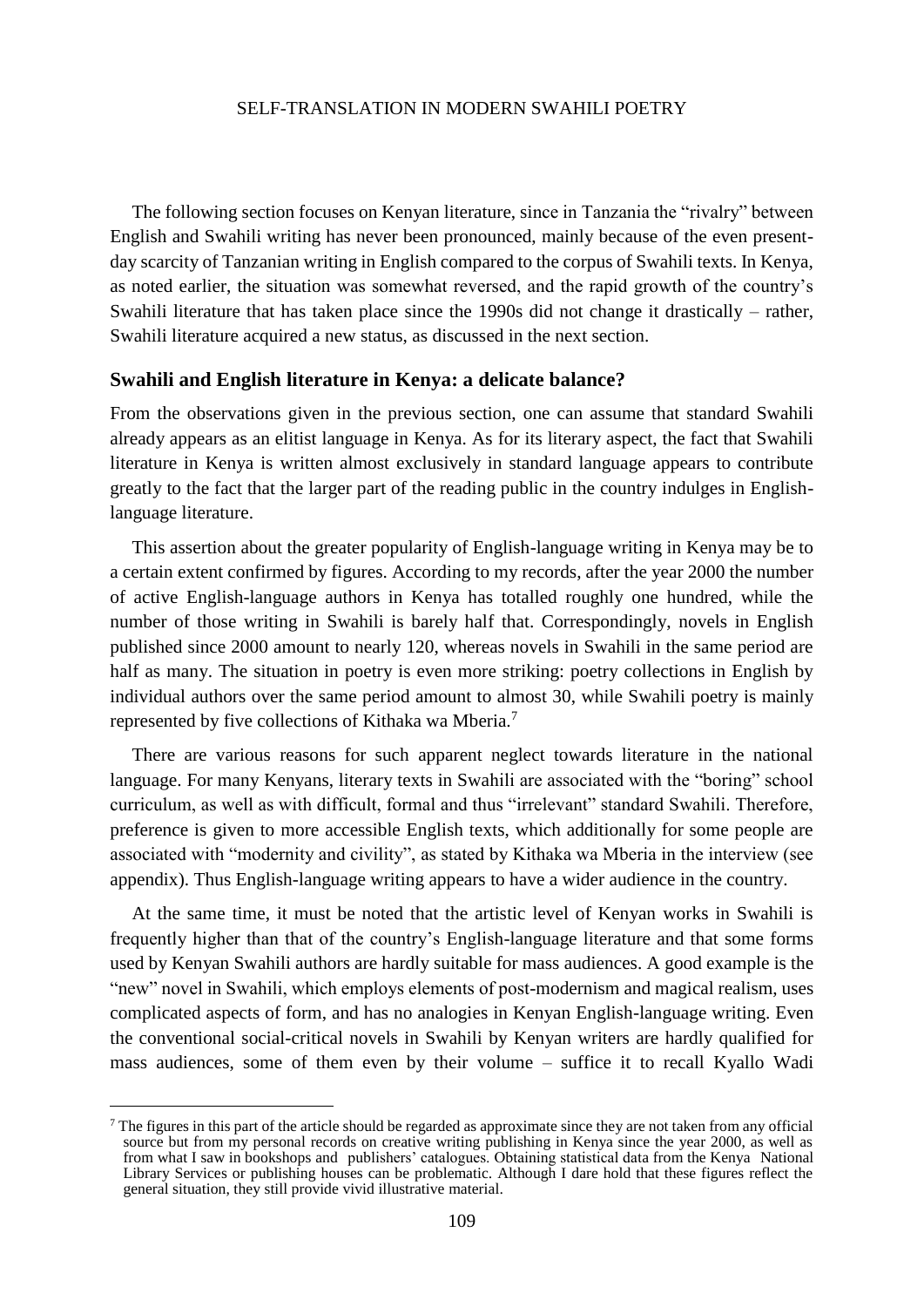The following section focuses on Kenyan literature, since in Tanzania the "rivalry" between English and Swahili writing has never been pronounced, mainly because of the even present-day scarcity of Tanzanian writing in English compared to the corpus of Swahili texts. In Kenya, as noted earlier, the situation was somewhat reversed, and the rapid growth of the country's Swahili literature that has taken place since the 1990s did not change it drastically – rather, Swahili literature acquired a new status, as discussed in the next section.

## Swahili and English literature in Kenya: a delicate balance?

From the observations given in the previous section, one can assume that standard Swahili already appears as an elitist language in Kenya. As for its literary aspect, the fact that Swahili literature in Kenya is written almost exclusively in standard language appears to contribute greatly to the fact that the larger part of the reading public in the country indulges in English-language literature.

This assertion about the greater popularity of English-language writing in Kenya may be to a certain extent confirmed by figures. According to my records, after the year 2000 the number of active English-language authors in Kenya has totalled roughly one hundred, while the number of those writing in Swahili is barely half that. Correspondingly, novels in English published since 2000 amount to nearly 120, whereas novels in Swahili in the same period are half as many. The situation in poetry is even more striking: poetry collections in English by individual authors over the same period amount to almost 30, while Swahili poetry is mainly represented by five collections of Kithaka wa Mberia.[7]

There are various reasons for such apparent neglect towards literature in the national language. For many Kenyans, literary texts in Swahili are associated with the "boring" school curriculum, as well as with difficult, formal and thus "irrelevant" standard Swahili. Therefore, preference is given to more accessible English texts, which additionally for some people are associated with "modernity and civility", as stated by Kithaka wa Mberia in the interview (see appendix). Thus English-language writing appears to have a wider audience in the country.

At the same time, it must be noted that the artistic level of Kenyan works in Swahili is frequently higher than that of the country's English-language literature and that some forms used by Kenyan Swahili authors are hardly suitable for mass audiences. A good example is the "new" novel in Swahili, which employs elements of post-modernism and magical realism, uses complicated aspects of form, and has no analogies in Kenyan English-language writing. Even the conventional social-critical novels in Swahili by Kenyan writers are hardly qualified for mass audiences, some of them even by their volume – suffice it to recall Kyallo Wadi

[7] The figures in this part of the article should be regarded as approximate since they are not taken from any official source but from my personal records on creative writing publishing in Kenya since the year 2000, as well as from what I saw in bookshops and publishers' catalogues. Obtaining statistical data from the Kenya National Library Services or publishing houses can be problematic. Although I dare hold that these figures reflect the general situation, they still provide vivid illustrative material.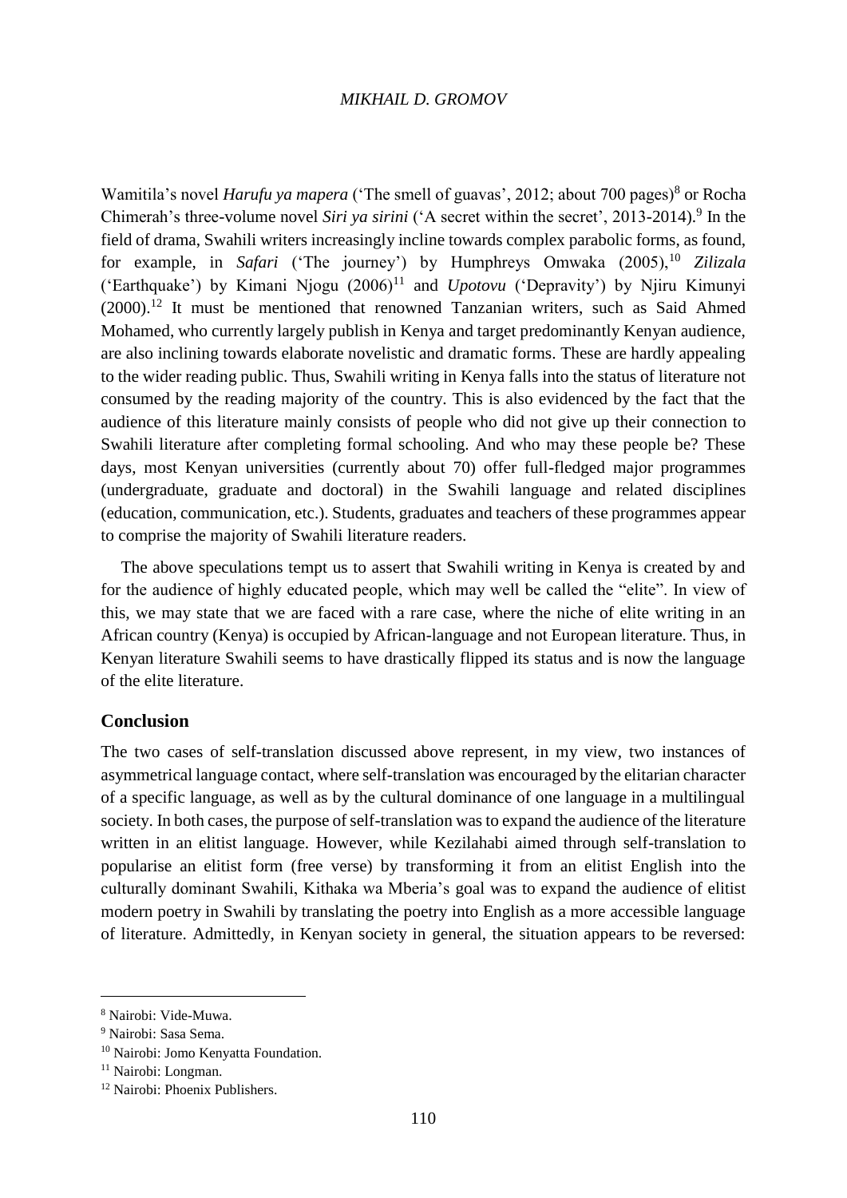Wamitila's novel *Harufu ya mapera* ('The smell of guavas', 2012; about 700 pages)[8] or Rocha Chimerah's three-volume novel *Siri ya sirini* ('A secret within the secret', 2013-2014).[9] In the field of drama, Swahili writers increasingly incline towards complex parabolic forms, as found, for example, in *Safari* ('The journey') by Humphreys Omwaka (2005),[10] *Zilizala* ('Earthquake') by Kimani Njogu (2006)[11] and *Upotovu* ('Depravity') by Njiru Kimunyi (2000).[12] It must be mentioned that renowned Tanzanian writers, such as Said Ahmed Mohamed, who currently largely publish in Kenya and target predominantly Kenyan audience, are also inclining towards elaborate novelistic and dramatic forms. These are hardly appealing to the wider reading public. Thus, Swahili writing in Kenya falls into the status of literature not consumed by the reading majority of the country. This is also evidenced by the fact that the audience of this literature mainly consists of people who did not give up their connection to Swahili literature after completing formal schooling. And who may these people be? These days, most Kenyan universities (currently about 70) offer full-fledged major programmes (undergraduate, graduate and doctoral) in the Swahili language and related disciplines (education, communication, etc.). Students, graduates and teachers of these programmes appear to comprise the majority of Swahili literature readers.

The above speculations tempt us to assert that Swahili writing in Kenya is created by and for the audience of highly educated people, which may well be called the "elite". In view of this, we may state that we are faced with a rare case, where the niche of elite writing in an African country (Kenya) is occupied by African-language and not European literature. Thus, in Kenyan literature Swahili seems to have drastically flipped its status and is now the language of the elite literature.

## Conclusion

The two cases of self-translation discussed above represent, in my view, two instances of asymmetrical language contact, where self-translation was encouraged by the elitarian character of a specific language, as well as by the cultural dominance of one language in a multilingual society. In both cases, the purpose of self-translation was to expand the audience of the literature written in an elitist language. However, while Kezilahabi aimed through self-translation to popularise an elitist form (free verse) by transforming it from an elitist English into the culturally dominant Swahili, Kithaka wa Mberia's goal was to expand the audience of elitist modern poetry in Swahili by translating the poetry into English as a more accessible language of literature. Admittedly, in Kenyan society in general, the situation appears to be reversed:

---

[8] Nairobi: Vide-Muwa.

[9] Nairobi: Sasa Sema.

[10] Nairobi: Jomo Kenyatta Foundation.

[11] Nairobi: Longman.

[12] Nairobi: Phoenix Publishers.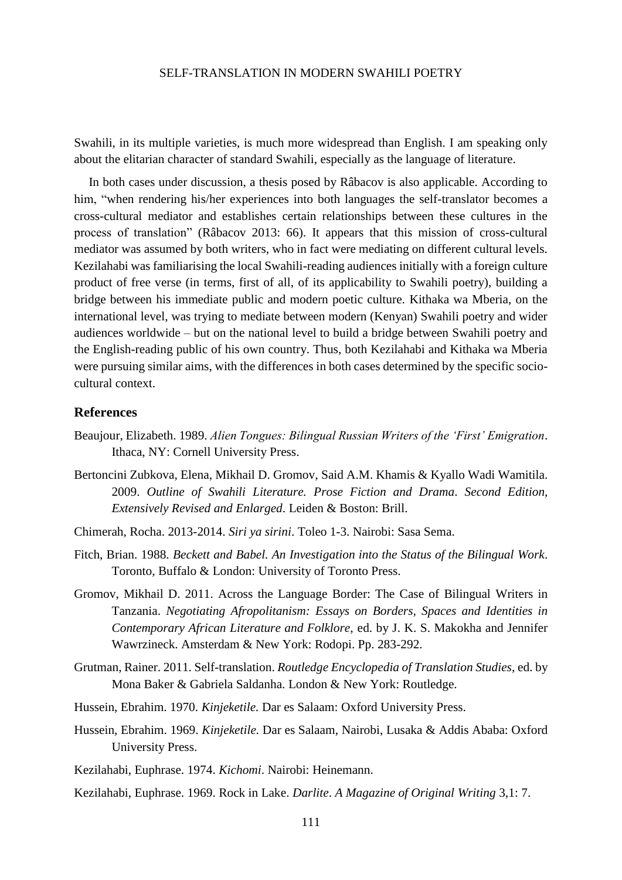Swahili, in its multiple varieties, is much more widespread than English. I am speaking only about the elitarian character of standard Swahili, especially as the language of literature.

In both cases under discussion, a thesis posed by Râbacov is also applicable. According to him, "when rendering his/her experiences into both languages the self-translator becomes a cross-cultural mediator and establishes certain relationships between these cultures in the process of translation" (Râbacov 2013: 66). It appears that this mission of cross-cultural mediator was assumed by both writers, who in fact were mediating on different cultural levels. Kezilahabi was familiarising the local Swahili-reading audiences initially with a foreign culture product of free verse (in terms, first of all, of its applicability to Swahili poetry), building a bridge between his immediate public and modern poetic culture. Kithaka wa Mberia, on the international level, was trying to mediate between modern (Kenyan) Swahili poetry and wider audiences worldwide – but on the national level to build a bridge between Swahili poetry and the English-reading public of his own country. Thus, both Kezilahabi and Kithaka wa Mberia were pursuing similar aims, with the differences in both cases determined by the specific socio-cultural context.

## References

Beaujour, Elizabeth. 1989. *Alien Tongues: Bilingual Russian Writers of the 'First' Emigration*. Ithaca, NY: Cornell University Press.

Bertoncini Zubkova, Elena, Mikhail D. Gromov, Said A.M. Khamis & Kyallo Wadi Wamitila. 2009. *Outline of Swahili Literature. Prose Fiction and Drama*. *Second Edition, Extensively Revised and Enlarged*. Leiden & Boston: Brill.

Chimerah, Rocha. 2013-2014. *Siri ya sirini*. Toleo 1-3. Nairobi: Sasa Sema.

Fitch, Brian. 1988. *Beckett and Babel. An Investigation into the Status of the Bilingual Work*. Toronto, Buffalo & London: University of Toronto Press.

Gromov, Mikhail D. 2011. Across the Language Border: The Case of Bilingual Writers in Tanzania. *Negotiating Afropolitanism: Essays on Borders, Spaces and Identities in Contemporary African Literature and Folklore*, ed. by J. K. S. Makokha and Jennifer Wawrzineck. Amsterdam & New York: Rodopi. Pp. 283-292.

Grutman, Rainer. 2011. Self-translation. *Routledge Encyclopedia of Translation Studies*, ed. by Mona Baker & Gabriela Saldanha. London & New York: Routledge.

Hussein, Ebrahim. 1970. *Kinjeketile.* Dar es Salaam: Oxford University Press.

Hussein, Ebrahim. 1969. *Kinjeketile.* Dar es Salaam, Nairobi, Lusaka & Addis Ababa: Oxford University Press.

Kezilahabi, Euphrase. 1974. *Kichomi*. Nairobi: Heinemann.

Kezilahabi, Euphrase. 1969. Rock in Lake. *Darlite*. *A Magazine of Original Writing* 3,1: 7.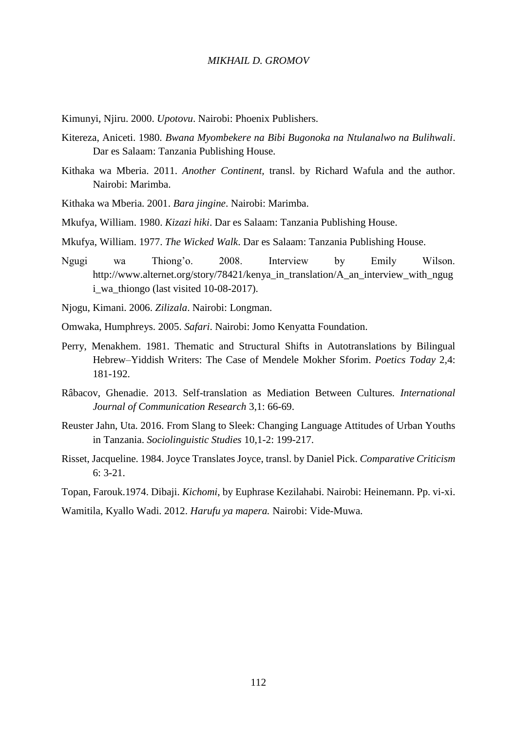Kimunyi, Njiru. 2000. *Upotovu*. Nairobi: Phoenix Publishers.

Kitereza, Aniceti. 1980. *Bwana Myombekere na Bibi Bugonoka na Ntulanalwo na Bulihwali*. Dar es Salaam: Tanzania Publishing House.

Kithaka wa Mberia. 2011. *Another Continent*, transl. by Richard Wafula and the author. Nairobi: Marimba.

Kithaka wa Mberia. 2001. *Bara jingine*. Nairobi: Marimba.

Mkufya, William. 1980. *Kizazi hiki*. Dar es Salaam: Tanzania Publishing House.

Mkufya, William. 1977. *The Wicked Walk*. Dar es Salaam: Tanzania Publishing House.

Ngugi wa Thiong'o. 2008. Interview by Emily Wilson. http://www.alternet.org/story/78421/kenya_in_translation/A_an_interview_with_ngugi_wa_thiongo (last visited 10-08-2017).

Njogu, Kimani. 2006. *Zilizala*. Nairobi: Longman.

Omwaka, Humphreys. 2005. *Safari*. Nairobi: Jomo Kenyatta Foundation.

Perry, Menakhem. 1981. Thematic and Structural Shifts in Autotranslations by Bilingual Hebrew–Yiddish Writers: The Case of Mendele Mokher Sforim. *Poetics Today* 2,4: 181-192.

Râbacov, Ghenadie. 2013. Self-translation as Mediation Between Cultures. *International Journal of Communication Research* 3,1: 66-69.

Reuster Jahn, Uta. 2016. From Slang to Sleek: Changing Language Attitudes of Urban Youths in Tanzania. *Sociolinguistic Studies* 10,1-2: 199-217.

Risset, Jacqueline. 1984. Joyce Translates Joyce, transl. by Daniel Pick. *Comparative Criticism* 6: 3-21.

Topan, Farouk.1974. Dibaji. *Kichomi*, by Euphrase Kezilahabi. Nairobi: Heinemann. Pp. vi-xi.

Wamitila, Kyallo Wadi. 2012. *Harufu ya mapera.* Nairobi: Vide-Muwa.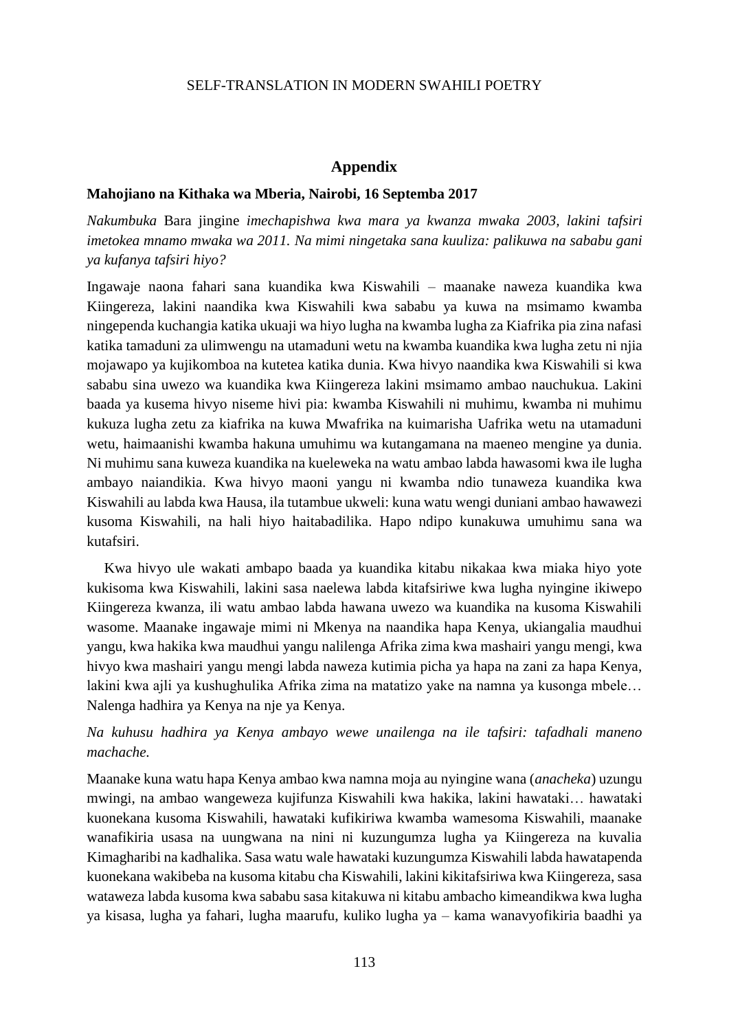## Appendix

### Mahojiano na Kithaka wa Mberia, Nairobi, 16 Septemba 2017

*Nakumbuka* Bara jingine *imechapishwa kwa mara ya kwanza mwaka 2003, lakini tafsiri imetokea mnamo mwaka wa 2011. Na mimi ningetaka sana kuuliza: palikuwa na sababu gani ya kufanya tafsiri hiyo?*

Ingawaje naona fahari sana kuandika kwa Kiswahili – maanake naweza kuandika kwa Kiingereza, lakini naandika kwa Kiswahili kwa sababu ya kuwa na msimamo kwamba ningependa kuchangia katika ukuaji wa hiyo lugha na kwamba lugha za Kiafrika pia zina nafasi katika tamaduni za ulimwengu na utamaduni wetu na kwamba kuandika kwa lugha zetu ni njia mojawapo ya kujikomboa na kutetea katika dunia. Kwa hivyo naandika kwa Kiswahili si kwa sababu sina uwezo wa kuandika kwa Kiingereza lakini msimamo ambao nauchukua. Lakini baada ya kusema hivyo niseme hivi pia: kwamba Kiswahili ni muhimu, kwamba ni muhimu kukuza lugha zetu za kiafrika na kuwa Mwafrika na kuimarisha Uafrika wetu na utamaduni wetu, haimaanishi kwamba hakuna umuhimu wa kutangamana na maeneo mengine ya dunia. Ni muhimu sana kuweza kuandika na kueleweka na watu ambao labda hawasomi kwa ile lugha ambayo naiandikia. Kwa hivyo maoni yangu ni kwamba ndio tunaweza kuandika kwa Kiswahili au labda kwa Hausa, ila tutambue ukweli: kuna watu wengi duniani ambao hawawezi kusoma Kiswahili, na hali hiyo haitabadilika. Hapo ndipo kunakuwa umuhimu sana wa kutafsiri.

Kwa hivyo ule wakati ambapo baada ya kuandika kitabu nikakaa kwa miaka hiyo yote kukisoma kwa Kiswahili, lakini sasa naelewa labda kitafsiriwe kwa lugha nyingine ikiwepo Kiingereza kwanza, ili watu ambao labda hawana uwezo wa kuandika na kusoma Kiswahili wasome. Maanake ingawaje mimi ni Mkenya na naandika hapa Kenya, ukiangalia maudhui yangu, kwa hakika kwa maudhui yangu nalilenga Afrika zima kwa mashairi yangu mengi, kwa hivyo kwa mashairi yangu mengi labda naweza kutimia picha ya hapa na zani za hapa Kenya, lakini kwa ajli ya kushughulika Afrika zima na matatizo yake na namna ya kusonga mbele… Nalenga hadhira ya Kenya na nje ya Kenya.

*Na kuhusu hadhira ya Kenya ambayo wewe unailenga na ile tafsiri: tafadhali maneno machache.*

Maanake kuna watu hapa Kenya ambao kwa namna moja au nyingine wana (*anacheka*) uzungu mwingi, na ambao wangeweza kujifunza Kiswahili kwa hakika, lakini hawataki… hawataki kuonekana kusoma Kiswahili, hawataki kufikiriwa kwamba wamesoma Kiswahili, maanake wanafikiria usasa na uungwana na nini ni kuzungumza lugha ya Kiingereza na kuvalia Kimagharibi na kadhalika. Sasa watu wale hawataki kuzungumza Kiswahili labda hawatapenda kuonekana wakibeba na kusoma kitabu cha Kiswahili, lakini kikitafsiriwa kwa Kiingereza, sasa wataweza labda kusoma kwa sababu sasa kitakuwa ni kitabu ambacho kimeandikwa kwa lugha ya kisasa, lugha ya fahari, lugha maarufu, kuliko lugha ya – kama wanavyofikiria baadhi ya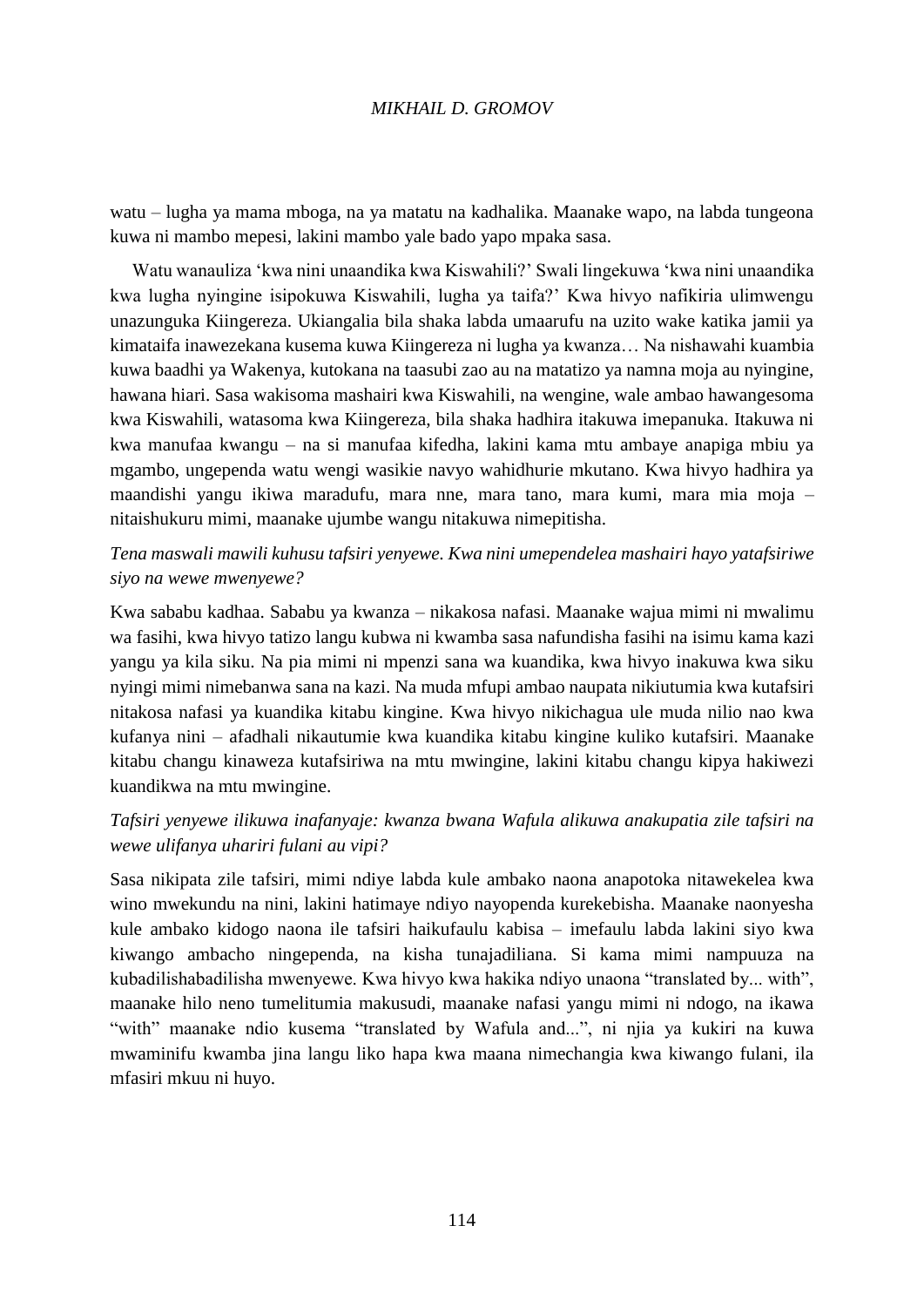watu – lugha ya mama mboga, na ya matatu na kadhalika. Maanake wapo, na labda tungeona kuwa ni mambo mepesi, lakini mambo yale bado yapo mpaka sasa.

Watu wanauliza 'kwa nini unaandika kwa Kiswahili?' Swali lingekuwa 'kwa nini unaandika kwa lugha nyingine isipokuwa Kiswahili, lugha ya taifa?' Kwa hivyo nafikiria ulimwengu unazunguka Kiingereza. Ukiangalia bila shaka labda umaarufu na uzito wake katika jamii ya kimataifa inawezekana kusema kuwa Kiingereza ni lugha ya kwanza… Na nishawahi kuambia kuwa baadhi ya Wakenya, kutokana na taasubi zao au na matatizo ya namna moja au nyingine, hawana hiari. Sasa wakisoma mashairi kwa Kiswahili, na wengine, wale ambao hawangesoma kwa Kiswahili, watasoma kwa Kiingereza, bila shaka hadhira itakuwa imepanuka. Itakuwa ni kwa manufaa kwangu – na si manufaa kifedha, lakini kama mtu ambaye anapiga mbiu ya mgambo, ungependa watu wengi wasikie navyo wahidhurie mkutano. Kwa hivyo hadhira ya maandishi yangu ikiwa maradufu, mara nne, mara tano, mara kumi, mara mia moja – nitaishukuru mimi, maanake ujumbe wangu nitakuwa nimepitisha.

*Tena maswali mawili kuhusu tafsiri yenyewe. Kwa nini umependelea mashairi hayo yatafsiriwe siyo na wewe mwenyewe?*

Kwa sababu kadhaa. Sababu ya kwanza – nikakosa nafasi. Maanake wajua mimi ni mwalimu wa fasihi, kwa hivyo tatizo langu kubwa ni kwamba sasa nafundisha fasihi na isimu kama kazi yangu ya kila siku. Na pia mimi ni mpenzi sana wa kuandika, kwa hivyo inakuwa kwa siku nyingi mimi nimebanwa sana na kazi. Na muda mfupi ambao naupata nikiutumia kwa kutafsiri nitakosa nafasi ya kuandika kitabu kingine. Kwa hivyo nikichagua ule muda nilio nao kwa kufanya nini – afadhali nikautumie kwa kuandika kitabu kingine kuliko kutafsiri. Maanake kitabu changu kinaweza kutafsiriwa na mtu mwingine, lakini kitabu changu kipya hakiwezi kuandikwa na mtu mwingine.

*Tafsiri yenyewe ilikuwa inafanyaje: kwanza bwana Wafula alikuwa anakupatia zile tafsiri na wewe ulifanya uhariri fulani au vipi?*

Sasa nikipata zile tafsiri, mimi ndiye labda kule ambako naona anapotoka nitawekelea kwa wino mwekundu na nini, lakini hatimaye ndiyo nayopenda kurekebisha. Maanake naonyesha kule ambako kidogo naona ile tafsiri haikufaulu kabisa – imefaulu labda lakini siyo kwa kiwango ambacho ningependa, na kisha tunajadiliana. Si kama mimi nampuuza na kubadilishabadilisha mwenyewe. Kwa hivyo kwa hakika ndiyo unaona "translated by... with", maanake hilo neno tumelitumia makusudi, maanake nafasi yangu mimi ni ndogo, na ikawa "with" maanake ndio kusema "translated by Wafula and...", ni njia ya kukiri na kuwa mwaminifu kwamba jina langu liko hapa kwa maana nimechangia kwa kiwango fulani, ila mfasiri mkuu ni huyo.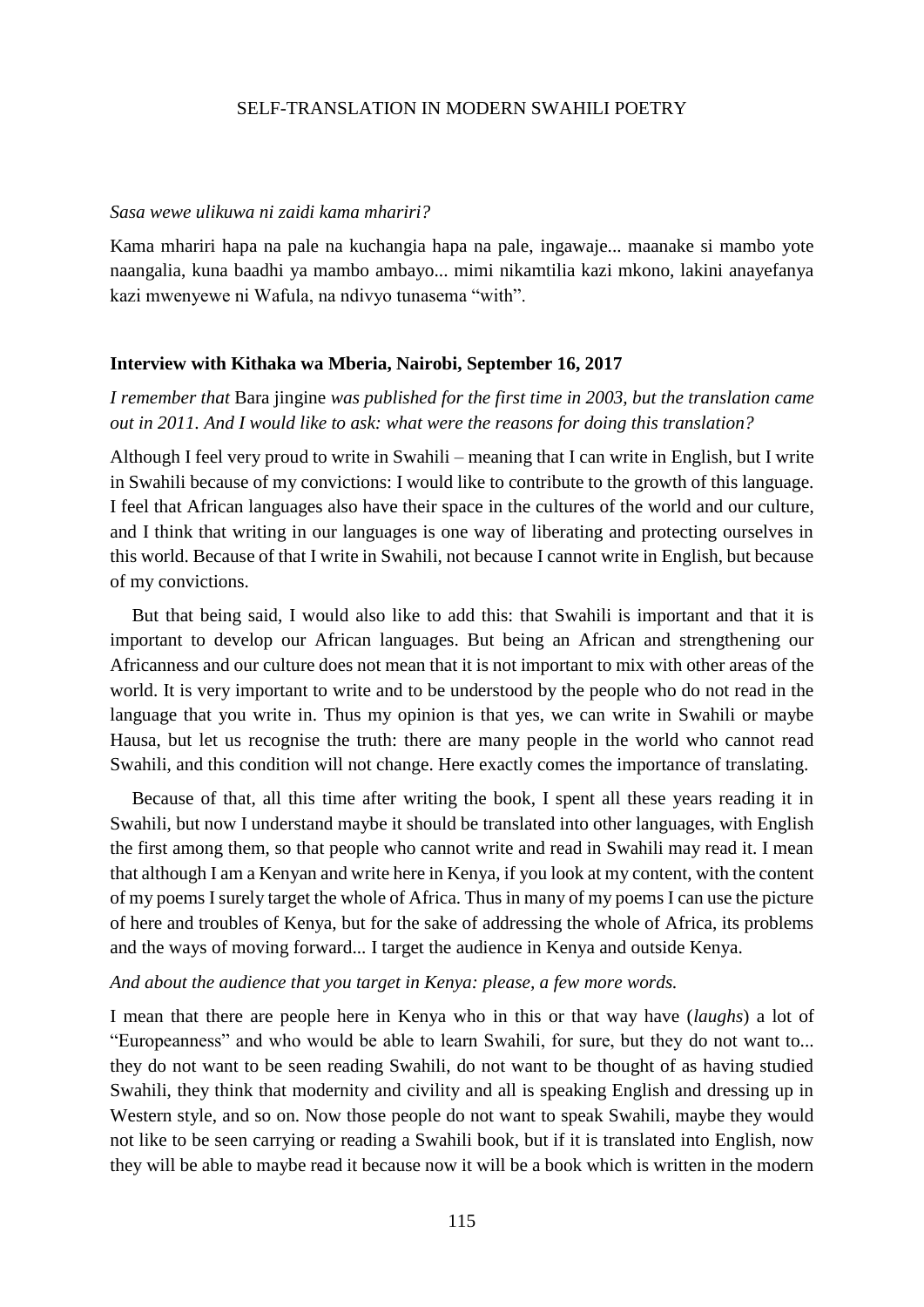*Sasa wewe ulikuwa ni zaidi kama mhariri?*

Kama mhariri hapa na pale na kuchangia hapa na pale, ingawaje... maanake si mambo yote naangalia, kuna baadhi ya mambo ambayo... mimi nikamtilia kazi mkono, lakini anayefanya kazi mwenyewe ni Wafula, na ndivyo tunasema "with".

**Interview with Kithaka wa Mberia, Nairobi, September 16, 2017**

*I remember that* Bara jingine *was published for the first time in 2003, but the translation came out in 2011. And I would like to ask: what were the reasons for doing this translation?*

Although I feel very proud to write in Swahili – meaning that I can write in English, but I write in Swahili because of my convictions: I would like to contribute to the growth of this language. I feel that African languages also have their space in the cultures of the world and our culture, and I think that writing in our languages is one way of liberating and protecting ourselves in this world. Because of that I write in Swahili, not because I cannot write in English, but because of my convictions.

But that being said, I would also like to add this: that Swahili is important and that it is important to develop our African languages. But being an African and strengthening our Africanness and our culture does not mean that it is not important to mix with other areas of the world. It is very important to write and to be understood by the people who do not read in the language that you write in. Thus my opinion is that yes, we can write in Swahili or maybe Hausa, but let us recognise the truth: there are many people in the world who cannot read Swahili, and this condition will not change. Here exactly comes the importance of translating.

Because of that, all this time after writing the book, I spent all these years reading it in Swahili, but now I understand maybe it should be translated into other languages, with English the first among them, so that people who cannot write and read in Swahili may read it. I mean that although I am a Kenyan and write here in Kenya, if you look at my content, with the content of my poems I surely target the whole of Africa. Thus in many of my poems I can use the picture of here and troubles of Kenya, but for the sake of addressing the whole of Africa, its problems and the ways of moving forward... I target the audience in Kenya and outside Kenya.

*And about the audience that you target in Kenya: please, a few more words.*

I mean that there are people here in Kenya who in this or that way have (*laughs*) a lot of "Europeanness" and who would be able to learn Swahili, for sure, but they do not want to... they do not want to be seen reading Swahili, do not want to be thought of as having studied Swahili, they think that modernity and civility and all is speaking English and dressing up in Western style, and so on. Now those people do not want to speak Swahili, maybe they would not like to be seen carrying or reading a Swahili book, but if it is translated into English, now they will be able to maybe read it because now it will be a book which is written in the modern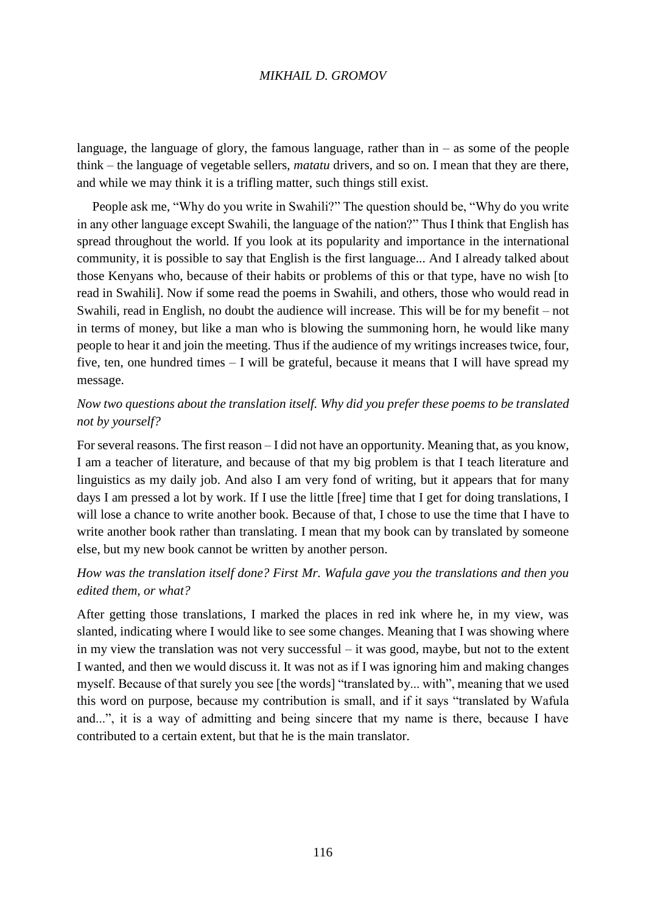language, the language of glory, the famous language, rather than in – as some of the people think – the language of vegetable sellers, *matatu* drivers, and so on. I mean that they are there, and while we may think it is a trifling matter, such things still exist.

People ask me, "Why do you write in Swahili?" The question should be, "Why do you write in any other language except Swahili, the language of the nation?" Thus I think that English has spread throughout the world. If you look at its popularity and importance in the international community, it is possible to say that English is the first language... And I already talked about those Kenyans who, because of their habits or problems of this or that type, have no wish [to read in Swahili]. Now if some read the poems in Swahili, and others, those who would read in Swahili, read in English, no doubt the audience will increase. This will be for my benefit – not in terms of money, but like a man who is blowing the summoning horn, he would like many people to hear it and join the meeting. Thus if the audience of my writings increases twice, four, five, ten, one hundred times – I will be grateful, because it means that I will have spread my message.

*Now two questions about the translation itself. Why did you prefer these poems to be translated not by yourself?*

For several reasons. The first reason – I did not have an opportunity. Meaning that, as you know, I am a teacher of literature, and because of that my big problem is that I teach literature and linguistics as my daily job. And also I am very fond of writing, but it appears that for many days I am pressed a lot by work. If I use the little [free] time that I get for doing translations, I will lose a chance to write another book. Because of that, I chose to use the time that I have to write another book rather than translating. I mean that my book can by translated by someone else, but my new book cannot be written by another person.

*How was the translation itself done? First Mr. Wafula gave you the translations and then you edited them, or what?*

After getting those translations, I marked the places in red ink where he, in my view, was slanted, indicating where I would like to see some changes. Meaning that I was showing where in my view the translation was not very successful – it was good, maybe, but not to the extent I wanted, and then we would discuss it. It was not as if I was ignoring him and making changes myself. Because of that surely you see [the words] "translated by... with", meaning that we used this word on purpose, because my contribution is small, and if it says "translated by Wafula and...", it is a way of admitting and being sincere that my name is there, because I have contributed to a certain extent, but that he is the main translator.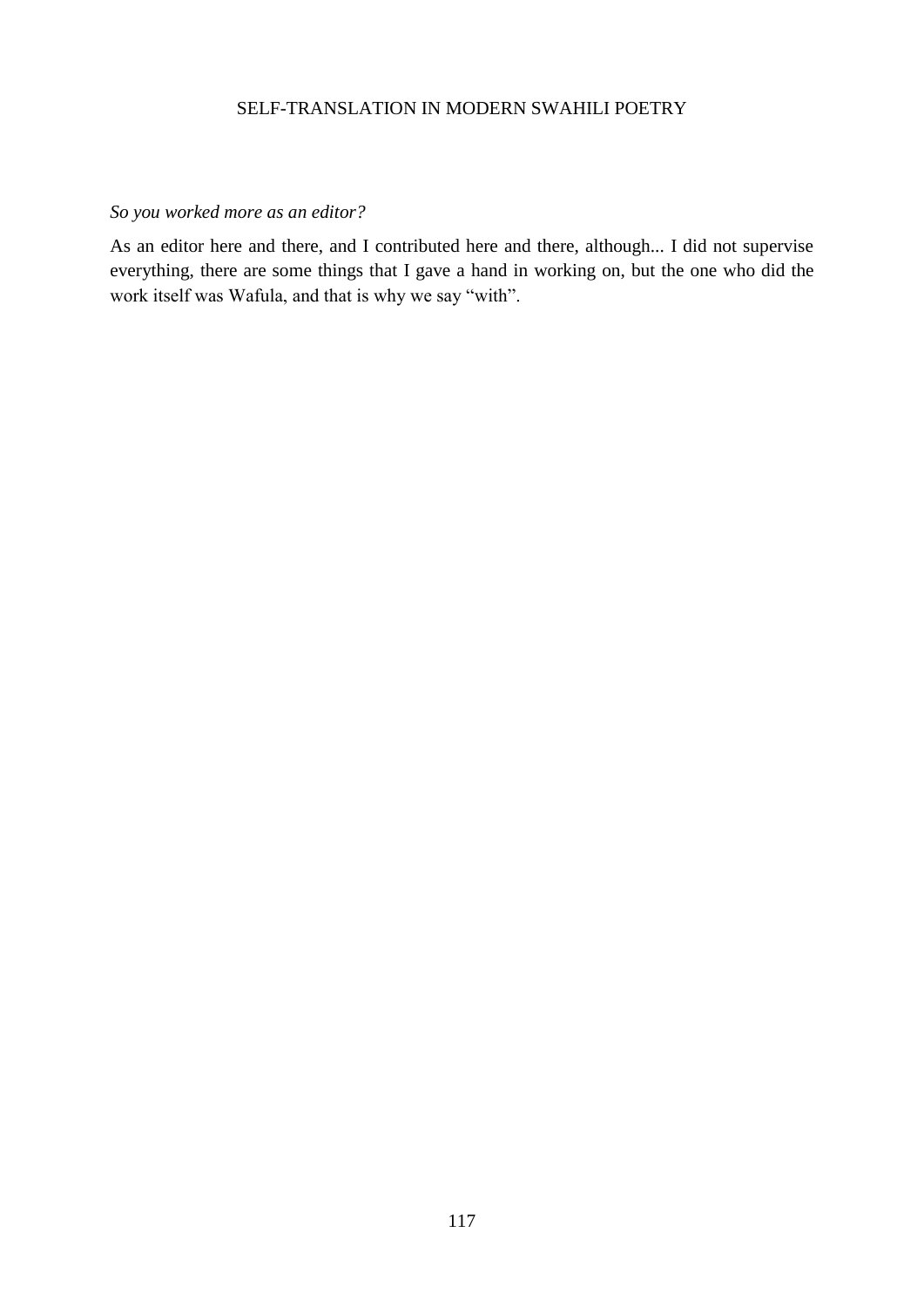*So you worked more as an editor?*

As an editor here and there, and I contributed here and there, although... I did not supervise everything, there are some things that I gave a hand in working on, but the one who did the work itself was Wafula, and that is why we say "with".